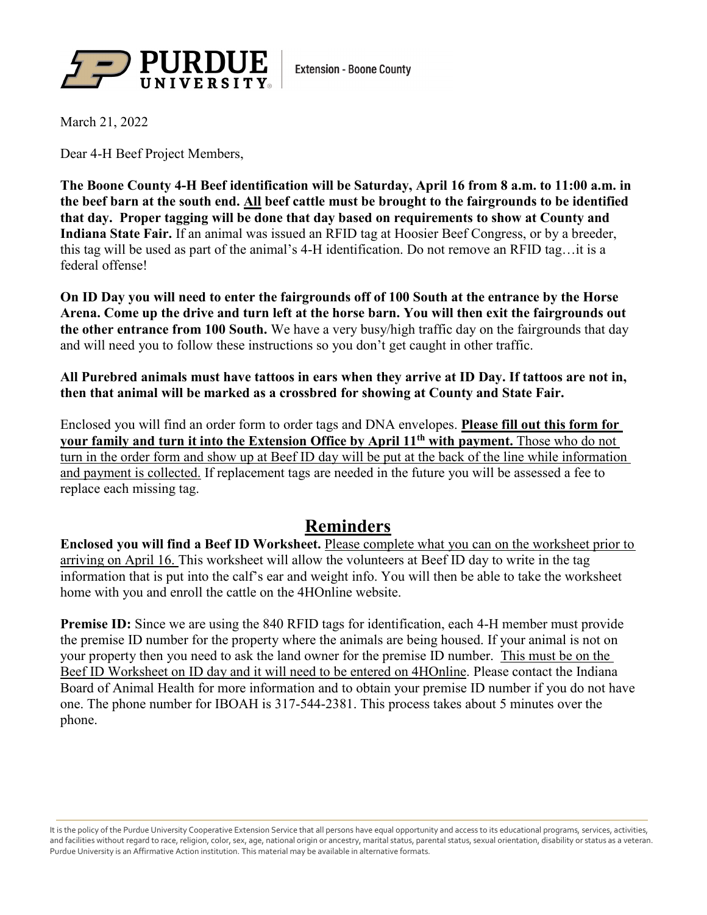Purdue University Extension - Boone County

March 21, 2022

Dear 4-H Beef Project Members,

**The Boone County 4-H Beef identification will be Saturday, April 16 from 8 a.m. to 11:00 a.m. in the beef barn at the south end. All beef cattle must be brought to the fairgrounds to be identified that day. Proper tagging will be done that day based on requirements to show at County and Indiana State Fair.** If an animal was issued an RFID tag at Hoosier Beef Congress, or by a breeder, this tag will be used as part of the animal's 4-H identification. Do not remove an RFID tag…it is a federal offense!

**On ID Day you will need to enter the fairgrounds off of 100 South at the entrance by the Horse Arena. Come up the drive and turn left at the horse barn. You will then exit the fairgrounds out the other entrance from 100 South.** We have a very busy/high traffic day on the fairgrounds that day and will need you to follow these instructions so you don't get caught in other traffic.

**All Purebred animals must have tattoos in ears when they arrive at ID Day. If tattoos are not in, then that animal will be marked as a crossbred for showing at County and State Fair.**

Enclosed you will find an order form to order tags and DNA envelopes. **Please fill out this form for your family and turn it into the Extension Office by April 11th with payment.** Those who do not turn in the order form and show up at Beef ID day will be put at the back of the line while information and payment is collected. If replacement tags are needed in the future you will be assessed a fee to replace each missing tag.

## Reminders

**Enclosed you will find a Beef ID Worksheet.** Please complete what you can on the worksheet prior to arriving on April 16. This worksheet will allow the volunteers at Beef ID day to write in the tag information that is put into the calf's ear and weight info. You will then be able to take the worksheet home with you and enroll the cattle on the 4HOnline website.

**Premise ID:** Since we are using the 840 RFID tags for identification, each 4-H member must provide the premise ID number for the property where the animals are being housed. If your animal is not on your property then you need to ask the land owner for the premise ID number. This must be on the Beef ID Worksheet on ID day and it will need to be entered on 4HOnline. Please contact the Indiana Board of Animal Health for more information and to obtain your premise ID number if you do not have one. The phone number for IBOAH is 317-544-2381. This process takes about 5 minutes over the phone.

It is the policy of the Purdue University Cooperative Extension Service that all persons have equal opportunity and access to its educational programs, services, activities, and facilities without regard to race, religion, color, sex, age, national origin or ancestry, marital status, parental status, sexual orientation, disability or status as a veteran. Purdue University is an Affirmative Action institution. This material may be available in alternative formats.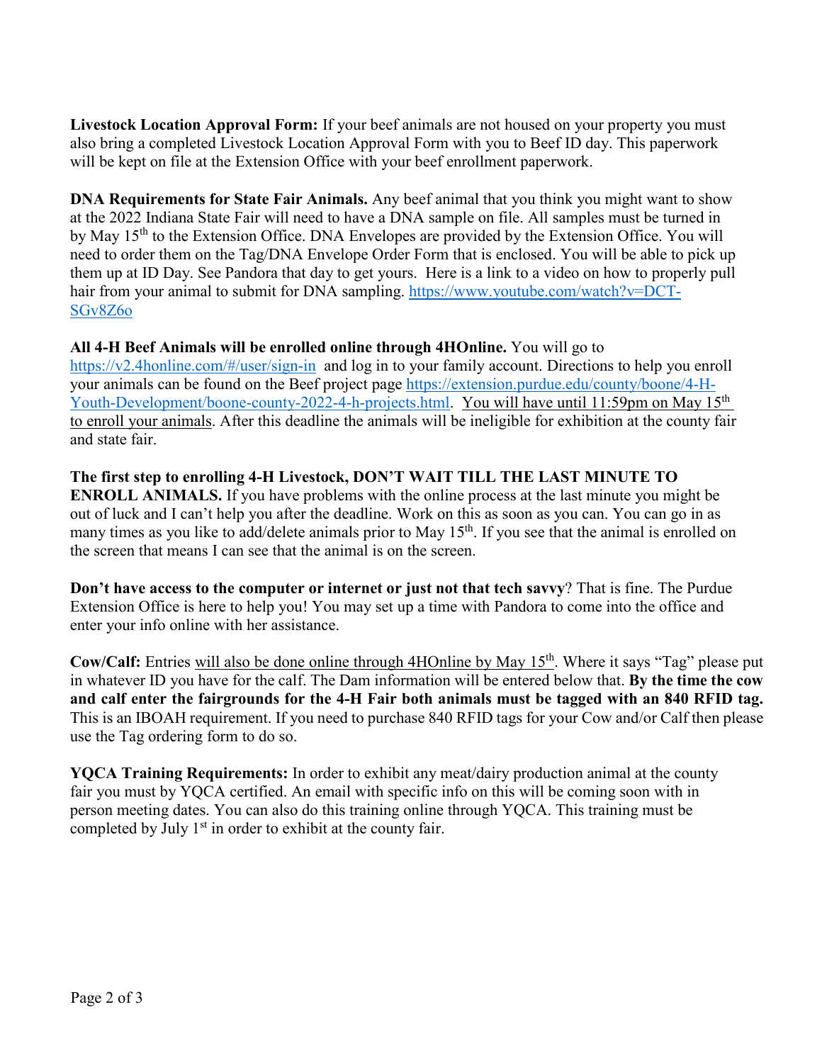**Livestock Location Approval Form:** If your beef animals are not housed on your property you must also bring a completed Livestock Location Approval Form with you to Beef ID day. This paperwork will be kept on file at the Extension Office with your beef enrollment paperwork.

**DNA Requirements for State Fair Animals.** Any beef animal that you think you might want to show at the 2022 Indiana State Fair will need to have a DNA sample on file. All samples must be turned in by May 15th to the Extension Office. DNA Envelopes are provided by the Extension Office. You will need to order them on the Tag/DNA Envelope Order Form that is enclosed. You will be able to pick up them up at ID Day. See Pandora that day to get yours. Here is a link to a video on how to properly pull hair from your animal to submit for DNA sampling. https://www.youtube.com/watch?v=DCT-SGv8Z6o

**All 4-H Beef Animals will be enrolled online through 4HOnline.** You will go to https://v2.4honline.com/#/user/sign-in and log in to your family account. Directions to help you enroll your animals can be found on the Beef project page https://extension.purdue.edu/county/boone/4-H-Youth-Development/boone-county-2022-4-h-projects.html. You will have until 11:59pm on May 15th to enroll your animals. After this deadline the animals will be ineligible for exhibition at the county fair and state fair.

**The first step to enrolling 4-H Livestock, DON'T WAIT TILL THE LAST MINUTE TO ENROLL ANIMALS.** If you have problems with the online process at the last minute you might be out of luck and I can't help you after the deadline. Work on this as soon as you can. You can go in as many times as you like to add/delete animals prior to May 15th. If you see that the animal is enrolled on the screen that means I can see that the animal is on the screen.

**Don't have access to the computer or internet or just not that tech savvy**? That is fine. The Purdue Extension Office is here to help you! You may set up a time with Pandora to come into the office and enter your info online with her assistance.

**Cow/Calf:** Entries will also be done online through 4HOnline by May 15th. Where it says "Tag" please put in whatever ID you have for the calf. The Dam information will be entered below that. **By the time the cow and calf enter the fairgrounds for the 4-H Fair both animals must be tagged with an 840 RFID tag.** This is an IBOAH requirement. If you need to purchase 840 RFID tags for your Cow and/or Calf then please use the Tag ordering form to do so.

**YQCA Training Requirements:** In order to exhibit any meat/dairy production animal at the county fair you must by YQCA certified. An email with specific info on this will be coming soon with in person meeting dates. You can also do this training online through YQCA. This training must be completed by July 1st in order to exhibit at the county fair.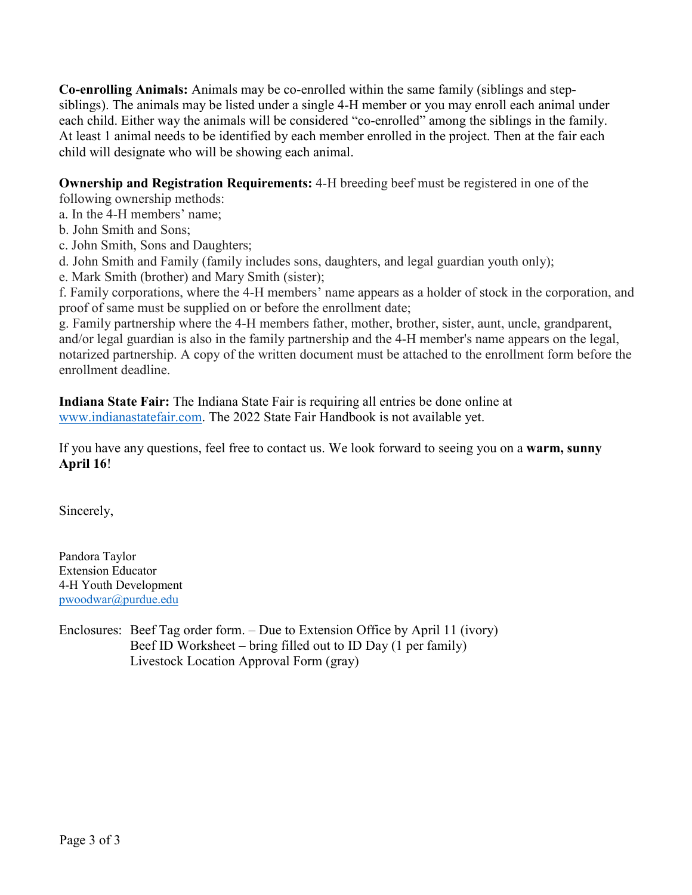**Co-enrolling Animals:** Animals may be co-enrolled within the same family (siblings and step-siblings). The animals may be listed under a single 4-H member or you may enroll each animal under each child. Either way the animals will be considered "co-enrolled" among the siblings in the family. At least 1 animal needs to be identified by each member enrolled in the project. Then at the fair each child will designate who will be showing each animal.

**Ownership and Registration Requirements:** 4-H breeding beef must be registered in one of the following ownership methods:

a. In the 4-H members' name;
b. John Smith and Sons;
c. John Smith, Sons and Daughters;
d. John Smith and Family (family includes sons, daughters, and legal guardian youth only);
e. Mark Smith (brother) and Mary Smith (sister);
f. Family corporations, where the 4-H members' name appears as a holder of stock in the corporation, and proof of same must be supplied on or before the enrollment date;
g. Family partnership where the 4-H members father, mother, brother, sister, aunt, uncle, grandparent, and/or legal guardian is also in the family partnership and the 4-H member's name appears on the legal, notarized partnership. A copy of the written document must be attached to the enrollment form before the enrollment deadline.

**Indiana State Fair:** The Indiana State Fair is requiring all entries be done online at [www.indianastatefair.com](http://www.indianastatefair.com). The 2022 State Fair Handbook is not available yet.

If you have any questions, feel free to contact us. We look forward to seeing you on a **warm, sunny April 16**!

Sincerely,

Pandora Taylor
Extension Educator
4-H Youth Development
[pwoodwar@purdue.edu](mailto:pwoodwar@purdue.edu)

Enclosures: Beef Tag order form. – Due to Extension Office by April 11 (ivory)
Beef ID Worksheet – bring filled out to ID Day (1 per family)
Livestock Location Approval Form (gray)